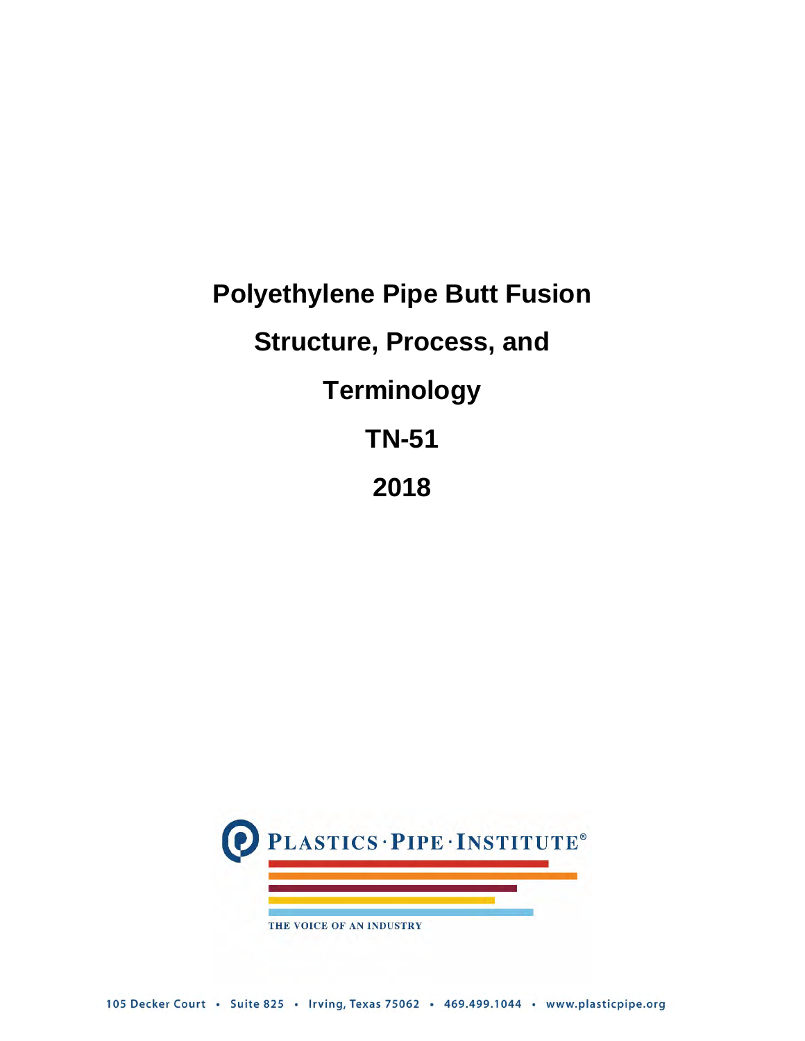# Polyethylene Pipe Butt Fusion Structure, Process, and Terminology

# TN-51

# 2018

PLASTICS · PIPE · INSTITUTE®

THE VOICE OF AN INDUSTRY

105 Decker Court • Suite 825 • Irving, Texas 75062 • 469.499.1044 • www.plasticpipe.org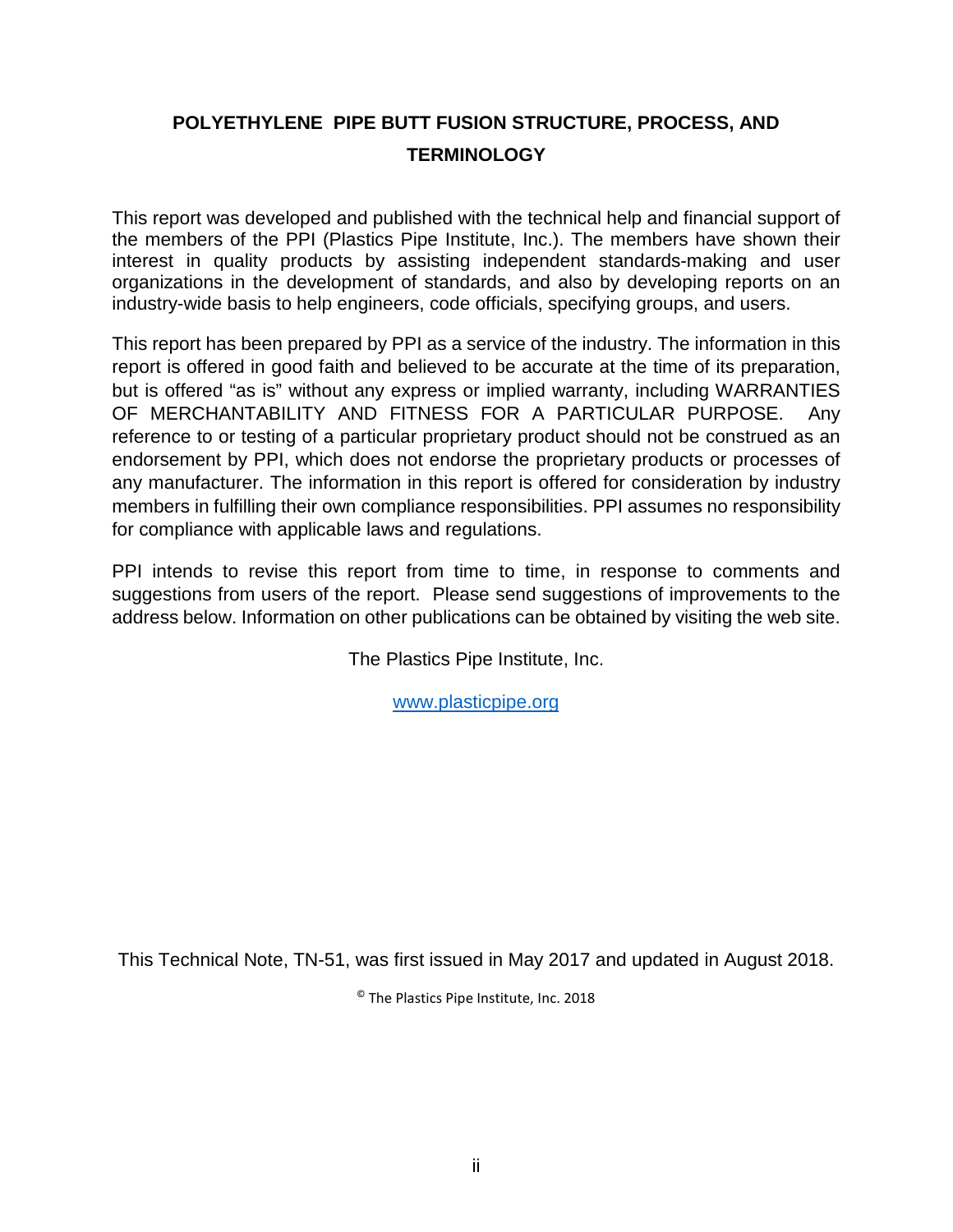# POLYETHYLENE PIPE BUTT FUSION STRUCTURE, PROCESS, AND TERMINOLOGY

This report was developed and published with the technical help and financial support of the members of the PPI (Plastics Pipe Institute, Inc.). The members have shown their interest in quality products by assisting independent standards-making and user organizations in the development of standards, and also by developing reports on an industry-wide basis to help engineers, code officials, specifying groups, and users.

This report has been prepared by PPI as a service of the industry. The information in this report is offered in good faith and believed to be accurate at the time of its preparation, but is offered "as is" without any express or implied warranty, including WARRANTIES OF MERCHANTABILITY AND FITNESS FOR A PARTICULAR PURPOSE. Any reference to or testing of a particular proprietary product should not be construed as an endorsement by PPI, which does not endorse the proprietary products or processes of any manufacturer. The information in this report is offered for consideration by industry members in fulfilling their own compliance responsibilities. PPI assumes no responsibility for compliance with applicable laws and regulations.

PPI intends to revise this report from time to time, in response to comments and suggestions from users of the report. Please send suggestions of improvements to the address below. Information on other publications can be obtained by visiting the web site.

The Plastics Pipe Institute, Inc.

www.plasticpipe.org

This Technical Note, TN-51, was first issued in May 2017 and updated in August 2018.

© The Plastics Pipe Institute, Inc. 2018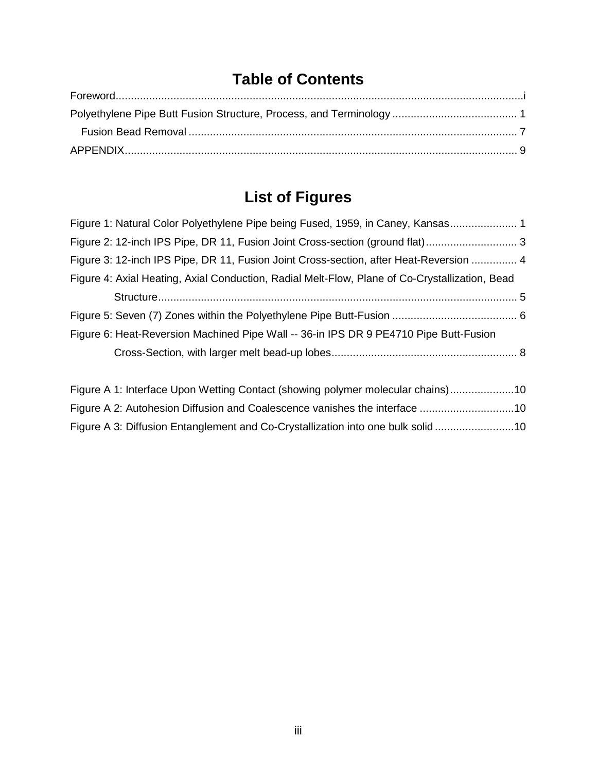# Table of Contents

Foreword .......... i

Polyethylene Pipe Butt Fusion Structure, Process, and Terminology .......... 1

- Fusion Bead Removal .......... 7

APPENDIX .......... 9

# List of Figures

Figure 1: Natural Color Polyethylene Pipe being Fused, 1959, in Caney, Kansas .......... 1

Figure 2: 12-inch IPS Pipe, DR 11, Fusion Joint Cross-section (ground flat) .......... 3

Figure 3: 12-inch IPS Pipe, DR 11, Fusion Joint Cross-section, after Heat-Reversion .......... 4

Figure 4: Axial Heating, Axial Conduction, Radial Melt-Flow, Plane of Co-Crystallization, Bead Structure .......... 5

Figure 5: Seven (7) Zones within the Polyethylene Pipe Butt-Fusion .......... 6

Figure 6: Heat-Reversion Machined Pipe Wall -- 36-in IPS DR 9 PE4710 Pipe Butt-Fusion Cross-Section, with larger melt bead-up lobes .......... 8

Figure A 1: Interface Upon Wetting Contact (showing polymer molecular chains) .......... 10

Figure A 2: Autohesion Diffusion and Coalescence vanishes the interface .......... 10

Figure A 3: Diffusion Entanglement and Co-Crystallization into one bulk solid .......... 10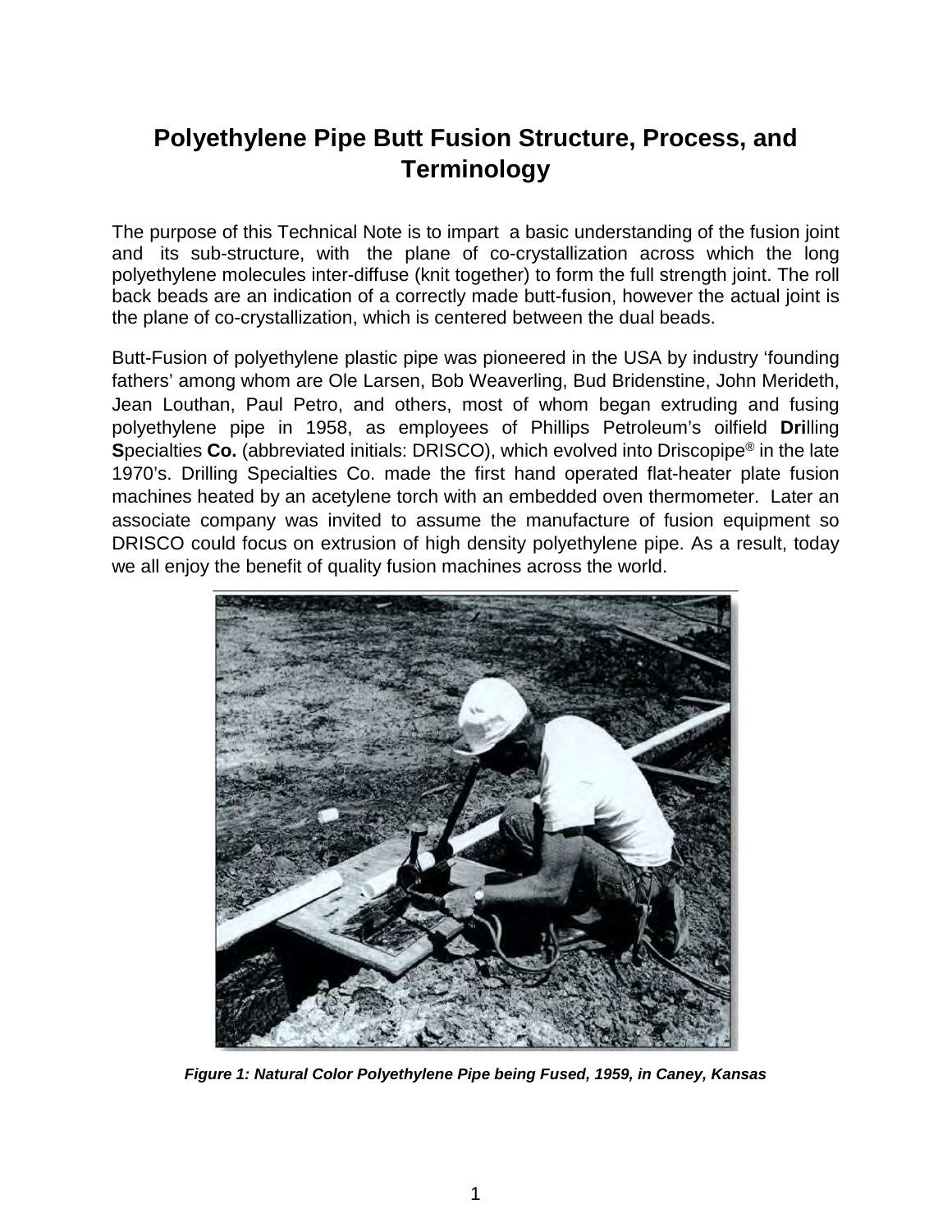# Polyethylene Pipe Butt Fusion Structure, Process, and Terminology

The purpose of this Technical Note is to impart a basic understanding of the fusion joint and its sub-structure, with the plane of co-crystallization across which the long polyethylene molecules inter-diffuse (knit together) to form the full strength joint. The roll back beads are an indication of a correctly made butt-fusion, however the actual joint is the plane of co-crystallization, which is centered between the dual beads.

Butt-Fusion of polyethylene plastic pipe was pioneered in the USA by industry 'founding fathers' among whom are Ole Larsen, Bob Weaverling, Bud Bridenstine, John Merideth, Jean Louthan, Paul Petro, and others, most of whom began extruding and fusing polyethylene pipe in 1958, as employees of Phillips Petroleum's oilfield **Dri**lling **S**pecialties **Co.** (abbreviated initials: DRISCO), which evolved into Driscopipe® in the late 1970's. Drilling Specialties Co. made the first hand operated flat-heater plate fusion machines heated by an acetylene torch with an embedded oven thermometer. Later an associate company was invited to assume the manufacture of fusion equipment so DRISCO could focus on extrusion of high density polyethylene pipe. As a result, today we all enjoy the benefit of quality fusion machines across the world.

***Figure 1: Natural Color Polyethylene Pipe being Fused, 1959, in Caney, Kansas***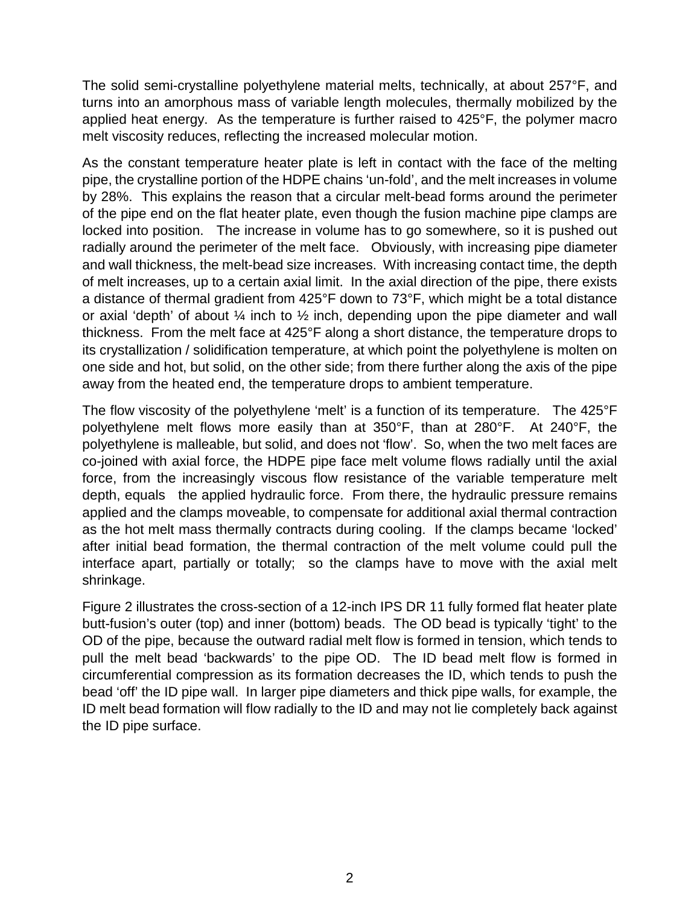The solid semi-crystalline polyethylene material melts, technically, at about 257°F, and turns into an amorphous mass of variable length molecules, thermally mobilized by the applied heat energy. As the temperature is further raised to 425°F, the polymer macro melt viscosity reduces, reflecting the increased molecular motion.

As the constant temperature heater plate is left in contact with the face of the melting pipe, the crystalline portion of the HDPE chains 'un-fold', and the melt increases in volume by 28%. This explains the reason that a circular melt-bead forms around the perimeter of the pipe end on the flat heater plate, even though the fusion machine pipe clamps are locked into position. The increase in volume has to go somewhere, so it is pushed out radially around the perimeter of the melt face. Obviously, with increasing pipe diameter and wall thickness, the melt-bead size increases. With increasing contact time, the depth of melt increases, up to a certain axial limit. In the axial direction of the pipe, there exists a distance of thermal gradient from 425°F down to 73°F, which might be a total distance or axial 'depth' of about ¼ inch to ½ inch, depending upon the pipe diameter and wall thickness. From the melt face at 425°F along a short distance, the temperature drops to its crystallization / solidification temperature, at which point the polyethylene is molten on one side and hot, but solid, on the other side; from there further along the axis of the pipe away from the heated end, the temperature drops to ambient temperature.

The flow viscosity of the polyethylene 'melt' is a function of its temperature. The 425°F polyethylene melt flows more easily than at 350°F, than at 280°F. At 240°F, the polyethylene is malleable, but solid, and does not 'flow'. So, when the two melt faces are co-joined with axial force, the HDPE pipe face melt volume flows radially until the axial force, from the increasingly viscous flow resistance of the variable temperature melt depth, equals the applied hydraulic force. From there, the hydraulic pressure remains applied and the clamps moveable, to compensate for additional axial thermal contraction as the hot melt mass thermally contracts during cooling. If the clamps became 'locked' after initial bead formation, the thermal contraction of the melt volume could pull the interface apart, partially or totally; so the clamps have to move with the axial melt shrinkage.

Figure 2 illustrates the cross-section of a 12-inch IPS DR 11 fully formed flat heater plate butt-fusion's outer (top) and inner (bottom) beads. The OD bead is typically 'tight' to the OD of the pipe, because the outward radial melt flow is formed in tension, which tends to pull the melt bead 'backwards' to the pipe OD. The ID bead melt flow is formed in circumferential compression as its formation decreases the ID, which tends to push the bead 'off' the ID pipe wall. In larger pipe diameters and thick pipe walls, for example, the ID melt bead formation will flow radially to the ID and may not lie completely back against the ID pipe surface.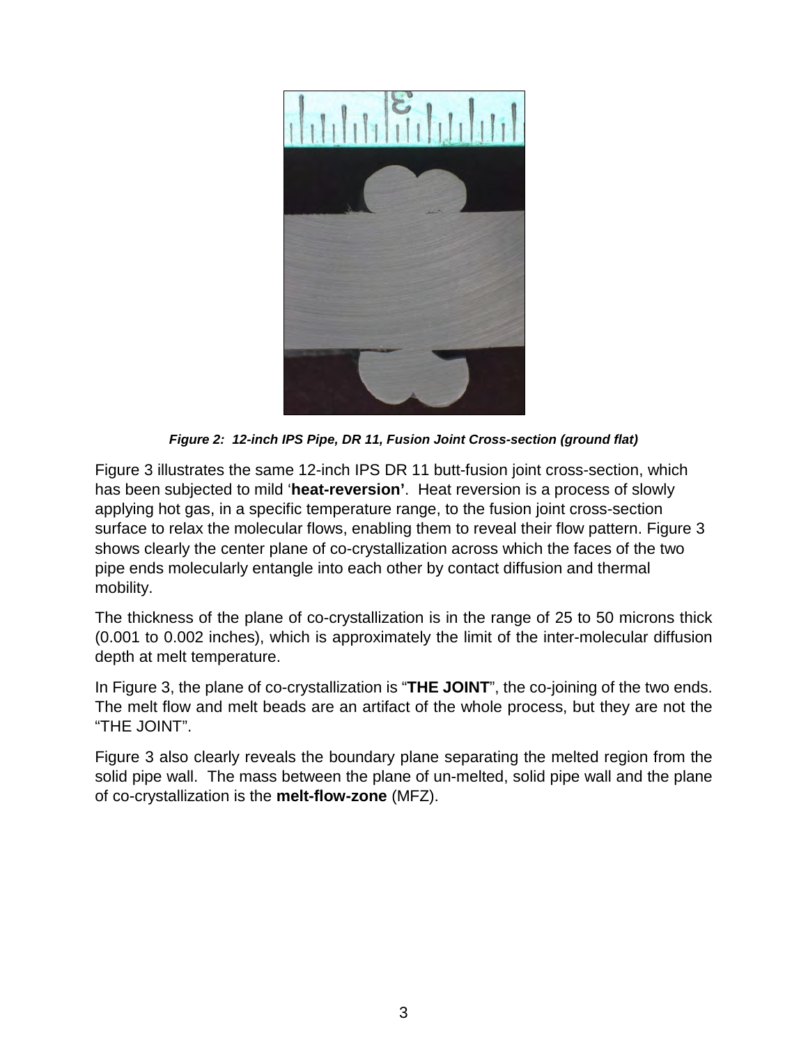*Figure 2: 12-inch IPS Pipe, DR 11, Fusion Joint Cross-section (ground flat)*

Figure 3 illustrates the same 12-inch IPS DR 11 butt-fusion joint cross-section, which has been subjected to mild '**heat-reversion'**. Heat reversion is a process of slowly applying hot gas, in a specific temperature range, to the fusion joint cross-section surface to relax the molecular flows, enabling them to reveal their flow pattern. Figure 3 shows clearly the center plane of co-crystallization across which the faces of the two pipe ends molecularly entangle into each other by contact diffusion and thermal mobility.

The thickness of the plane of co-crystallization is in the range of 25 to 50 microns thick (0.001 to 0.002 inches), which is approximately the limit of the inter-molecular diffusion depth at melt temperature.

In Figure 3, the plane of co-crystallization is "**THE JOINT**", the co-joining of the two ends. The melt flow and melt beads are an artifact of the whole process, but they are not the "THE JOINT".

Figure 3 also clearly reveals the boundary plane separating the melted region from the solid pipe wall. The mass between the plane of un-melted, solid pipe wall and the plane of co-crystallization is the **melt-flow-zone** (MFZ).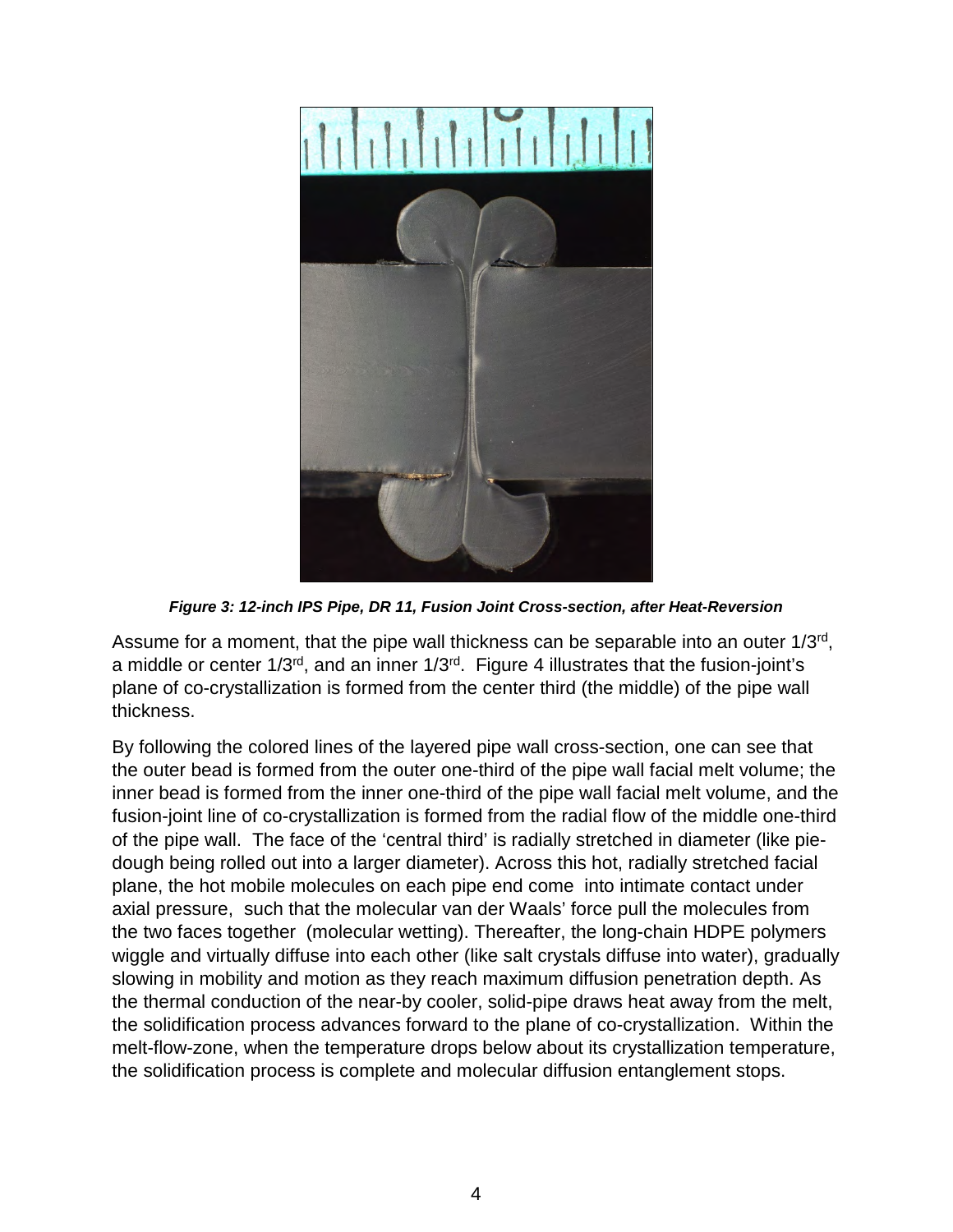*Figure 3: 12-inch IPS Pipe, DR 11, Fusion Joint Cross-section, after Heat-Reversion*

Assume for a moment, that the pipe wall thickness can be separable into an outer 1/3rd, a middle or center 1/3rd, and an inner 1/3rd. Figure 4 illustrates that the fusion-joint's plane of co-crystallization is formed from the center third (the middle) of the pipe wall thickness.

By following the colored lines of the layered pipe wall cross-section, one can see that the outer bead is formed from the outer one-third of the pipe wall facial melt volume; the inner bead is formed from the inner one-third of the pipe wall facial melt volume, and the fusion-joint line of co-crystallization is formed from the radial flow of the middle one-third of the pipe wall. The face of the 'central third' is radially stretched in diameter (like pie-dough being rolled out into a larger diameter). Across this hot, radially stretched facial plane, the hot mobile molecules on each pipe end come into intimate contact under axial pressure, such that the molecular van der Waals' force pull the molecules from the two faces together (molecular wetting). Thereafter, the long-chain HDPE polymers wiggle and virtually diffuse into each other (like salt crystals diffuse into water), gradually slowing in mobility and motion as they reach maximum diffusion penetration depth. As the thermal conduction of the near-by cooler, solid-pipe draws heat away from the melt, the solidification process advances forward to the plane of co-crystallization. Within the melt-flow-zone, when the temperature drops below about its crystallization temperature, the solidification process is complete and molecular diffusion entanglement stops.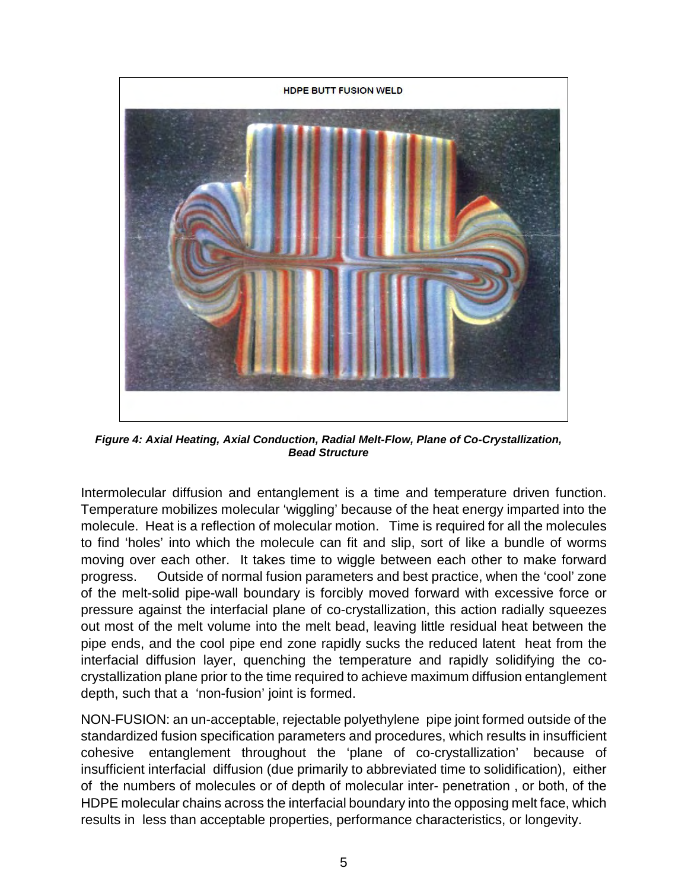HDPE BUTT FUSION WELD

*Figure 4: Axial Heating, Axial Conduction, Radial Melt-Flow, Plane of Co-Crystallization, Bead Structure*

Intermolecular diffusion and entanglement is a time and temperature driven function. Temperature mobilizes molecular 'wiggling' because of the heat energy imparted into the molecule. Heat is a reflection of molecular motion. Time is required for all the molecules to find 'holes' into which the molecule can fit and slip, sort of like a bundle of worms moving over each other. It takes time to wiggle between each other to make forward progress. Outside of normal fusion parameters and best practice, when the 'cool' zone of the melt-solid pipe-wall boundary is forcibly moved forward with excessive force or pressure against the interfacial plane of co-crystallization, this action radially squeezes out most of the melt volume into the melt bead, leaving little residual heat between the pipe ends, and the cool pipe end zone rapidly sucks the reduced latent heat from the interfacial diffusion layer, quenching the temperature and rapidly solidifying the co-crystallization plane prior to the time required to achieve maximum diffusion entanglement depth, such that a 'non-fusion' joint is formed.

NON-FUSION: an un-acceptable, rejectable polyethylene pipe joint formed outside of the standardized fusion specification parameters and procedures, which results in insufficient cohesive entanglement throughout the 'plane of co-crystallization' because of insufficient interfacial diffusion (due primarily to abbreviated time to solidification), either of the numbers of molecules or of depth of molecular inter- penetration , or both, of the HDPE molecular chains across the interfacial boundary into the opposing melt face, which results in less than acceptable properties, performance characteristics, or longevity.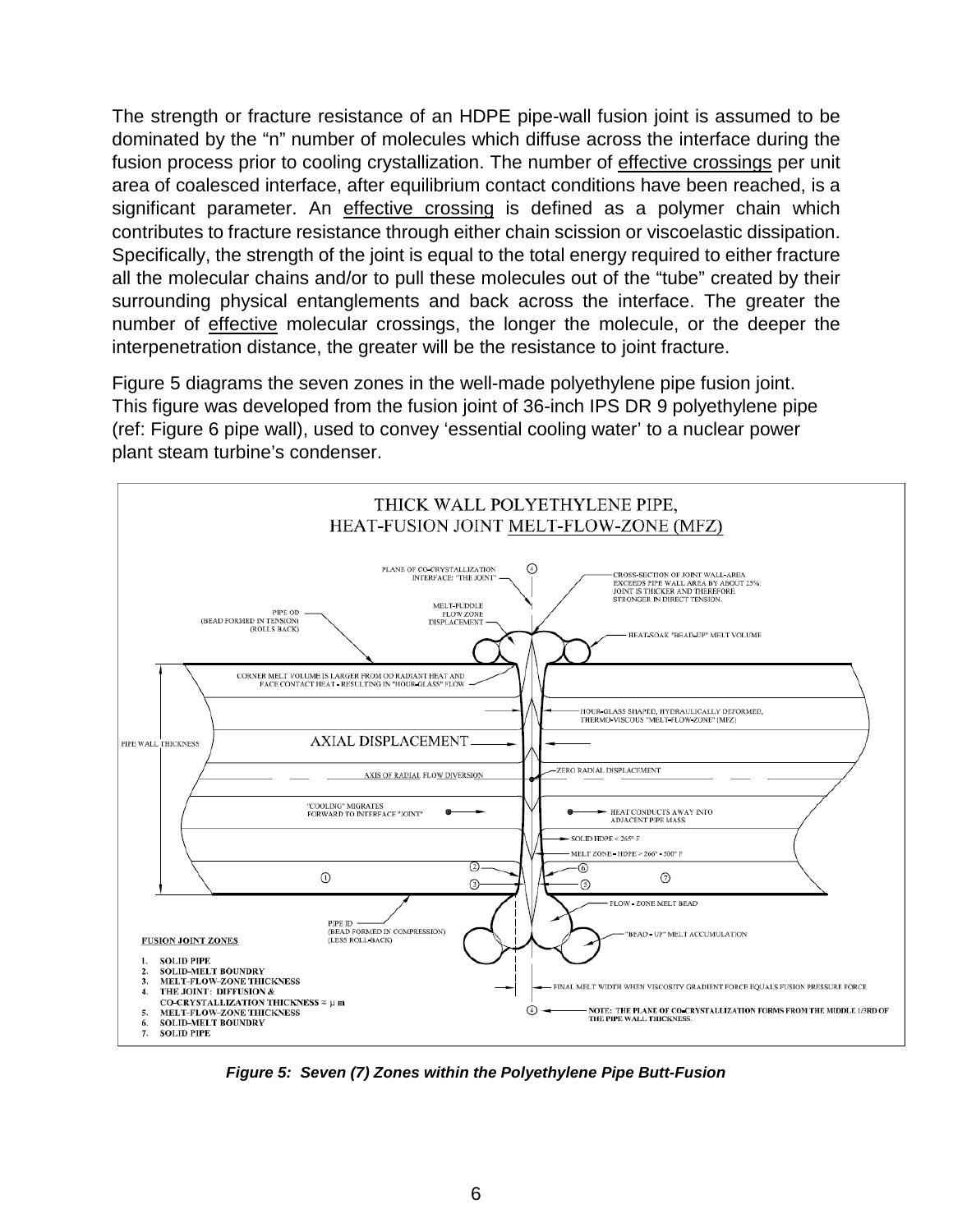The strength or fracture resistance of an HDPE pipe-wall fusion joint is assumed to be dominated by the "n" number of molecules which diffuse across the interface during the fusion process prior to cooling crystallization. The number of effective crossings per unit area of coalesced interface, after equilibrium contact conditions have been reached, is a significant parameter. An effective crossing is defined as a polymer chain which contributes to fracture resistance through either chain scission or viscoelastic dissipation. Specifically, the strength of the joint is equal to the total energy required to either fracture all the molecular chains and/or to pull these molecules out of the "tube" created by their surrounding physical entanglements and back across the interface. The greater the number of effective molecular crossings, the longer the molecule, or the deeper the interpenetration distance, the greater will be the resistance to joint fracture.

Figure 5 diagrams the seven zones in the well-made polyethylene pipe fusion joint. This figure was developed from the fusion joint of 36-inch IPS DR 9 polyethylene pipe (ref: Figure 6 pipe wall), used to convey 'essential cooling water' to a nuclear power plant steam turbine's condenser.

THICK WALL POLYETHYLENE PIPE, HEAT-FUSION JOINT MELT-FLOW-ZONE (MFZ)

PLANE OF CO-CRYSTALLIZATION INTERFACE: "THE JOINT"

CROSS-SECTION OF JOINT WALL-AREA EXCEEDS PIPE WALL AREA BY ABOUT 25%: JOINT IS THICKER AND THEREFORE STRONGER IN DIRECT TENSION.

PIPE OD (BEAD FORMED IN TENSION) (ROLLS BACK)

MELT-PUDDLE FLOW ZONE DISPLACEMENT

HEAT-SOAK "BEAD-UP" MELT VOLUME

CORNER MELT VOLUME IS LARGER FROM OD RADIANT HEAT AND FACE CONTACT HEAT - RESULTING IN "HOUR-GLASS" FLOW

HOUR-GLASS SHAPED, HYDRAULICALLY DEFORMED, THERMO-VISCOUS "MELT-FLOW-ZONE" (MFZ)

PIPE WALL THICKNESS

AXIAL DISPLACEMENT

AXIS OF RADIAL FLOW DIVERSION

ZERO RADIAL DISPLACEMENT

"COOLING" MIGRATES FORWARD TO INTERFACE "JOINT"

HEAT CONDUCTS AWAY INTO ADJACENT PIPE MASS

SOLID HDPE < 265° F

MELT ZONE - HDPE > 260° - 500° F

FLOW - ZONE MELT BEAD

PIPE ID (BEAD FORMED IN COMPRESSION) (LESS ROLL-BACK)

"BEAD - UP" MELT ACCUMULATION

FINAL MELT WIDTH WHEN VISCOSITY GRADIENT FORCE EQUALS FUSION PRESSURE FORCE

NOTE: THE PLANE OF CO-CRYSTALLIZATION FORMS FROM THE MIDDLE 1/3RD OF THE PIPE WALL THICKNESS.

**FUSION JOINT ZONES**

1. SOLID PIPE
2. SOLID-MELT BOUNDRY
3. MELT-FLOW-ZONE THICKNESS
4. THE JOINT: DIFFUSION & CO-CRYSTALLIZATION THICKNESS ≈ μ m
5. MELT-FLOW-ZONE THICKNESS
6. SOLID-MELT BOUNDRY
7. SOLID PIPE

***Figure 5: Seven (7) Zones within the Polyethylene Pipe Butt-Fusion***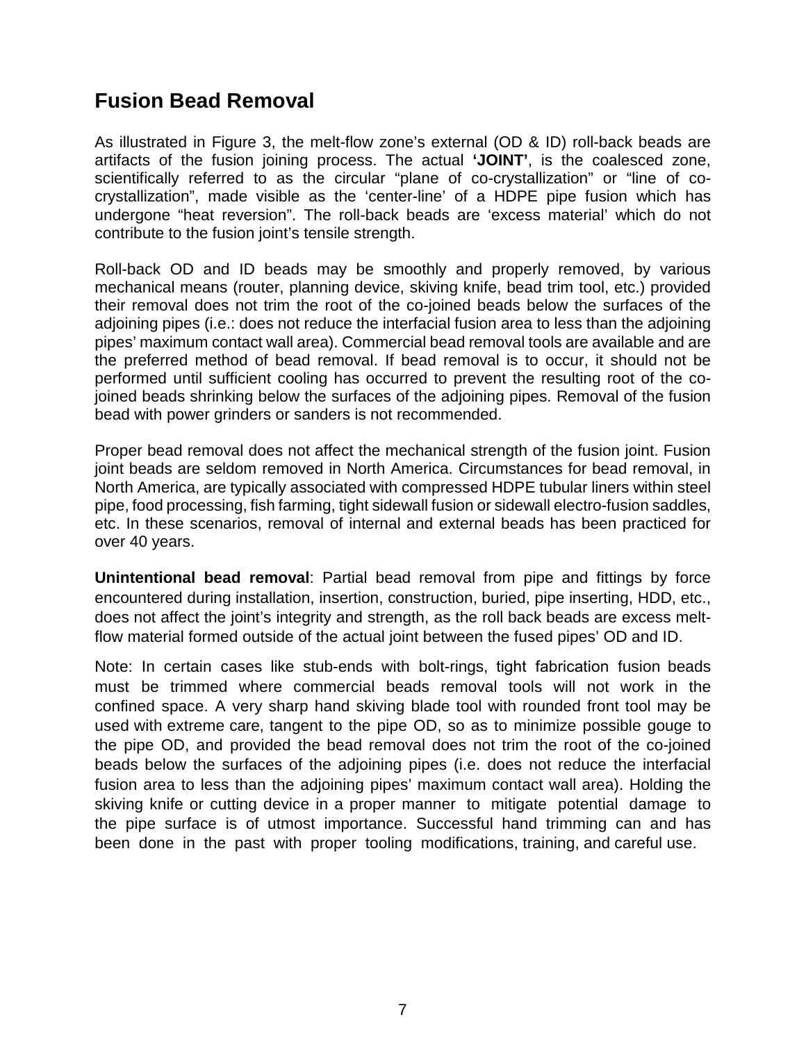## Fusion Bead Removal

As illustrated in Figure 3, the melt-flow zone's external (OD & ID) roll-back beads are artifacts of the fusion joining process. The actual **'JOINT'**, is the coalesced zone, scientifically referred to as the circular "plane of co-crystallization" or "line of co-crystallization", made visible as the 'center-line' of a HDPE pipe fusion which has undergone "heat reversion". The roll-back beads are 'excess material' which do not contribute to the fusion joint's tensile strength.

Roll-back OD and ID beads may be smoothly and properly removed, by various mechanical means (router, planning device, skiving knife, bead trim tool, etc.) provided their removal does not trim the root of the co-joined beads below the surfaces of the adjoining pipes (i.e.: does not reduce the interfacial fusion area to less than the adjoining pipes' maximum contact wall area). Commercial bead removal tools are available and are the preferred method of bead removal. If bead removal is to occur, it should not be performed until sufficient cooling has occurred to prevent the resulting root of the co-joined beads shrinking below the surfaces of the adjoining pipes. Removal of the fusion bead with power grinders or sanders is not recommended.

Proper bead removal does not affect the mechanical strength of the fusion joint. Fusion joint beads are seldom removed in North America. Circumstances for bead removal, in North America, are typically associated with compressed HDPE tubular liners within steel pipe, food processing, fish farming, tight sidewall fusion or sidewall electro-fusion saddles, etc. In these scenarios, removal of internal and external beads has been practiced for over 40 years.

**Unintentional bead removal**: Partial bead removal from pipe and fittings by force encountered during installation, insertion, construction, buried, pipe inserting, HDD, etc., does not affect the joint's integrity and strength, as the roll back beads are excess melt-flow material formed outside of the actual joint between the fused pipes' OD and ID.

Note: In certain cases like stub-ends with bolt-rings, tight fabrication fusion beads must be trimmed where commercial beads removal tools will not work in the confined space. A very sharp hand skiving blade tool with rounded front tool may be used with extreme care, tangent to the pipe OD, so as to minimize possible gouge to the pipe OD, and provided the bead removal does not trim the root of the co-joined beads below the surfaces of the adjoining pipes (i.e. does not reduce the interfacial fusion area to less than the adjoining pipes' maximum contact wall area). Holding the skiving knife or cutting device in a proper manner to mitigate potential damage to the pipe surface is of utmost importance. Successful hand trimming can and has been done in the past with proper tooling modifications, training, and careful use.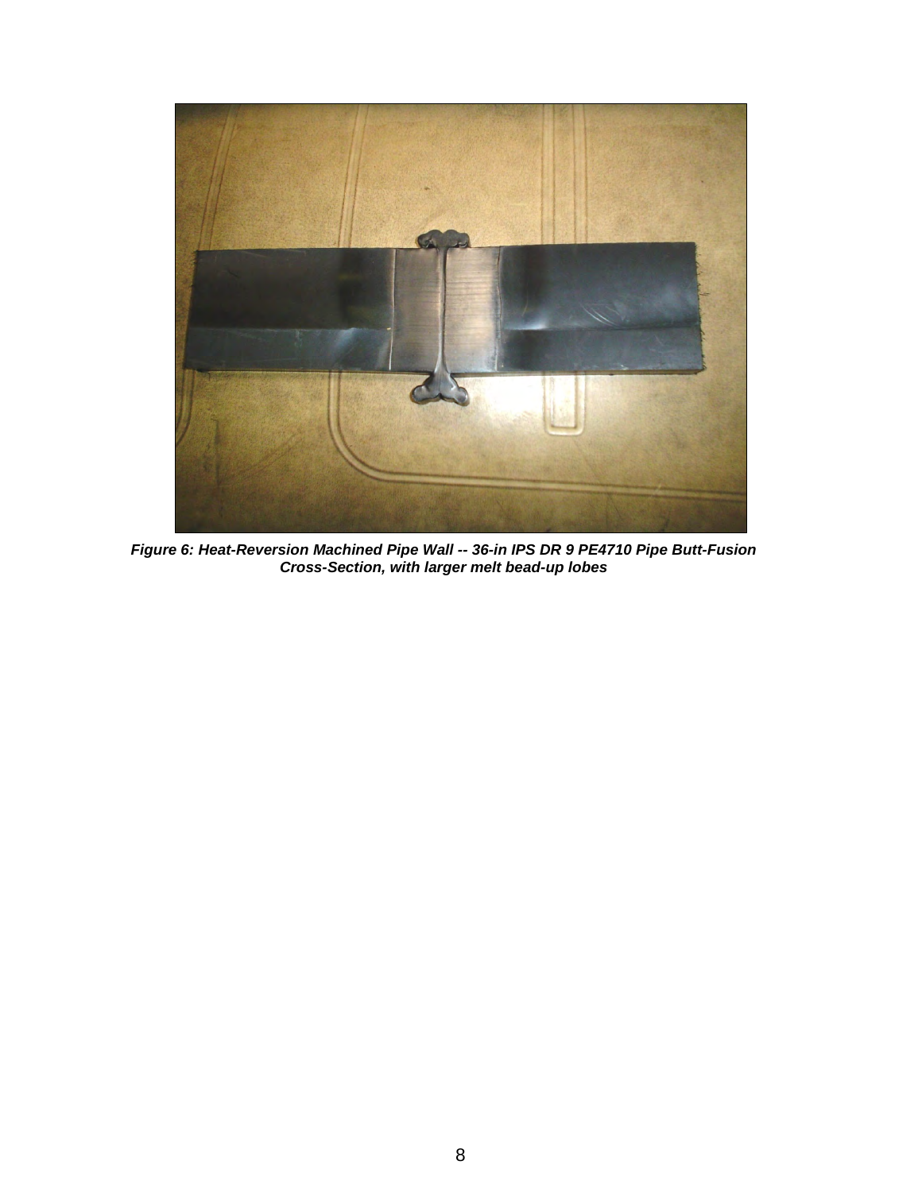***Figure 6: Heat-Reversion Machined Pipe Wall -- 36-in IPS DR 9 PE4710 Pipe Butt-Fusion Cross-Section, with larger melt bead-up lobes***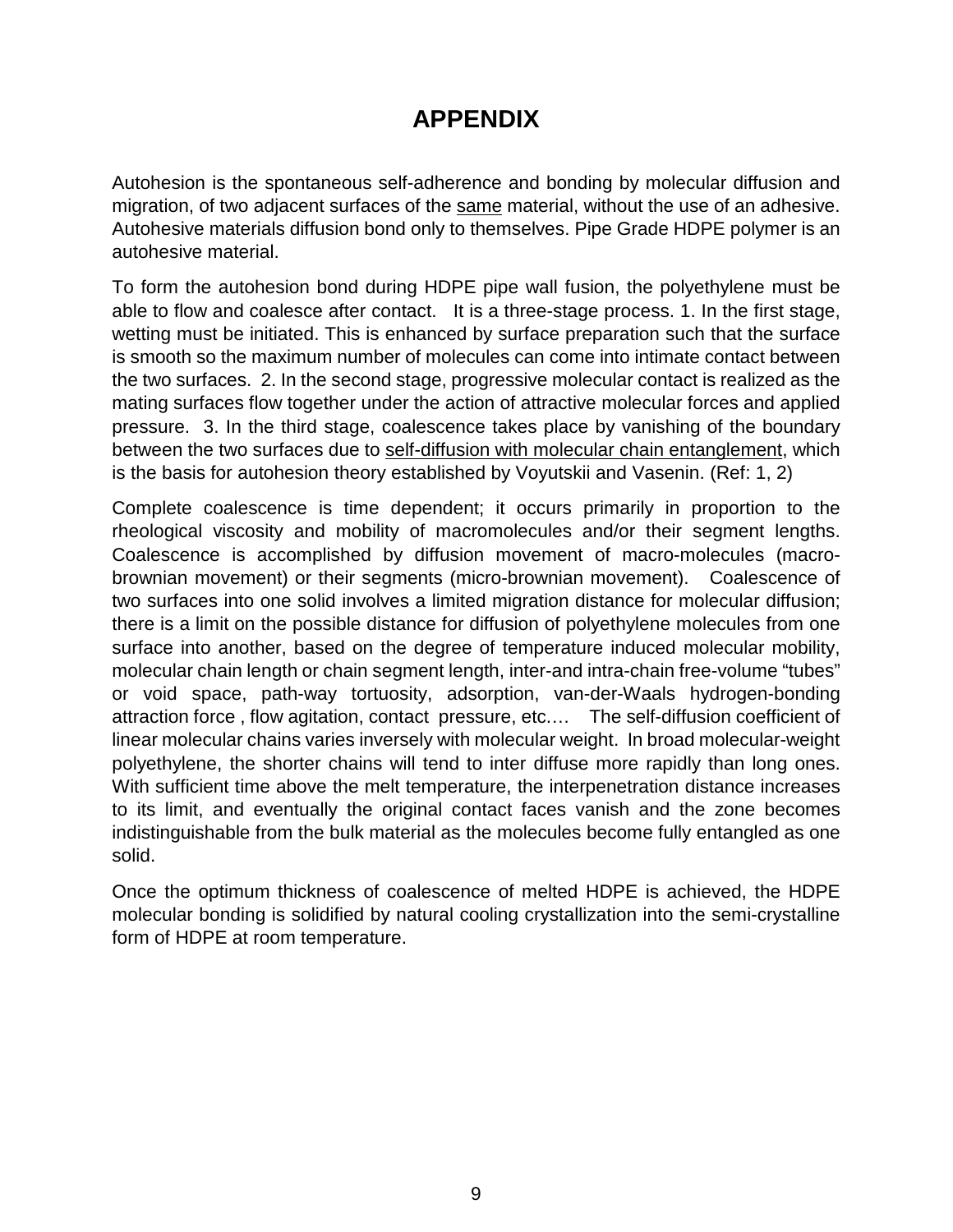# APPENDIX

Autohesion is the spontaneous self-adherence and bonding by molecular diffusion and migration, of two adjacent surfaces of the <u>same</u> material, without the use of an adhesive. Autohesive materials diffusion bond only to themselves. Pipe Grade HDPE polymer is an autohesive material.

To form the autohesion bond during HDPE pipe wall fusion, the polyethylene must be able to flow and coalesce after contact. It is a three-stage process. 1. In the first stage, wetting must be initiated. This is enhanced by surface preparation such that the surface is smooth so the maximum number of molecules can come into intimate contact between the two surfaces. 2. In the second stage, progressive molecular contact is realized as the mating surfaces flow together under the action of attractive molecular forces and applied pressure. 3. In the third stage, coalescence takes place by vanishing of the boundary between the two surfaces due to <u>self-diffusion with molecular chain entanglement</u>, which is the basis for autohesion theory established by Voyutskii and Vasenin. (Ref: 1, 2)

Complete coalescence is time dependent; it occurs primarily in proportion to the rheological viscosity and mobility of macromolecules and/or their segment lengths. Coalescence is accomplished by diffusion movement of macro-molecules (macro-brownian movement) or their segments (micro-brownian movement). Coalescence of two surfaces into one solid involves a limited migration distance for molecular diffusion; there is a limit on the possible distance for diffusion of polyethylene molecules from one surface into another, based on the degree of temperature induced molecular mobility, molecular chain length or chain segment length, inter-and intra-chain free-volume "tubes" or void space, path-way tortuosity, adsorption, van-der-Waals hydrogen-bonding attraction force , flow agitation, contact pressure, etc.… The self-diffusion coefficient of linear molecular chains varies inversely with molecular weight. In broad molecular-weight polyethylene, the shorter chains will tend to inter diffuse more rapidly than long ones. With sufficient time above the melt temperature, the interpenetration distance increases to its limit, and eventually the original contact faces vanish and the zone becomes indistinguishable from the bulk material as the molecules become fully entangled as one solid.

Once the optimum thickness of coalescence of melted HDPE is achieved, the HDPE molecular bonding is solidified by natural cooling crystallization into the semi-crystalline form of HDPE at room temperature.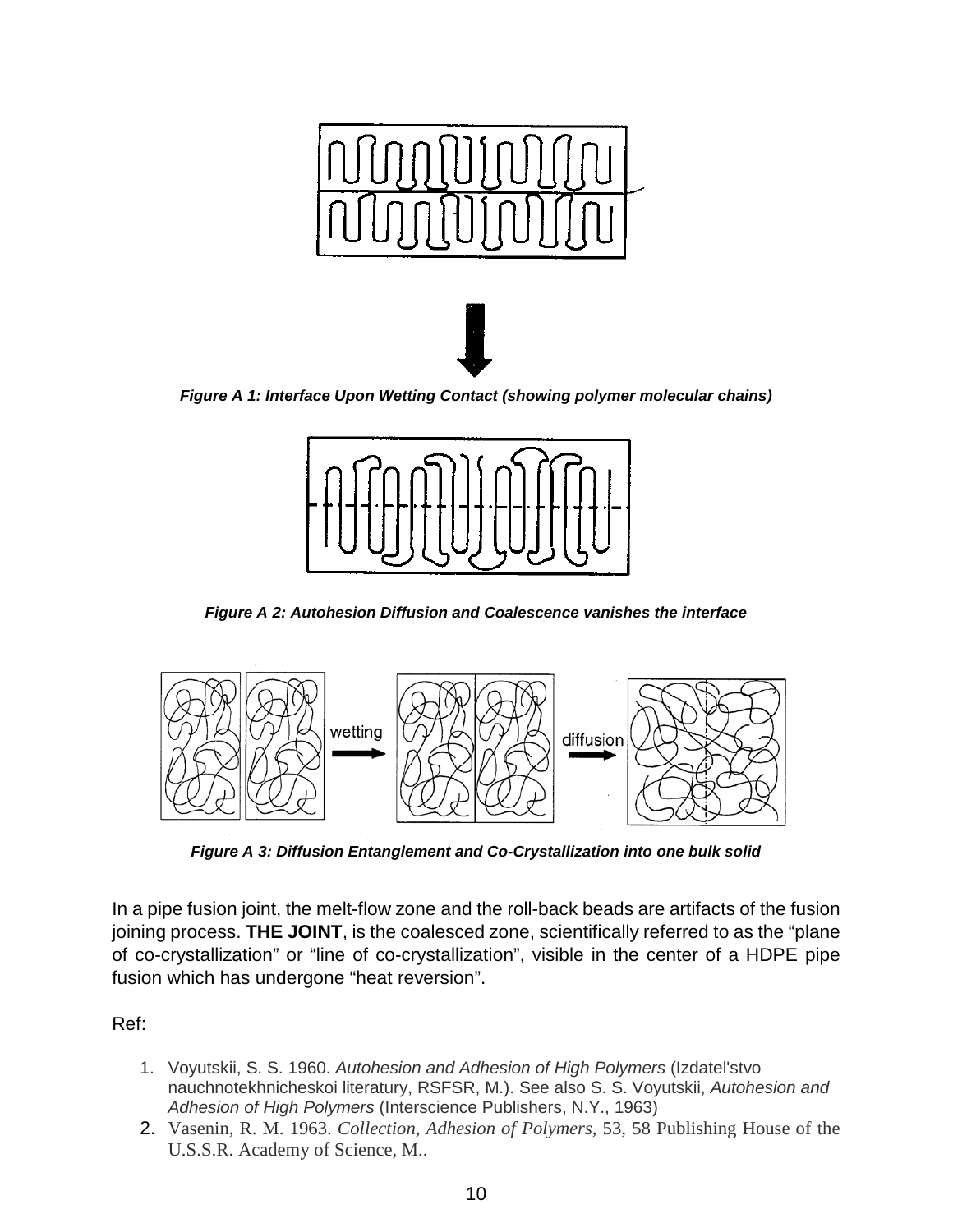*Figure A 1: Interface Upon Wetting Contact (showing polymer molecular chains)*

*Figure A 2: Autohesion Diffusion and Coalescence vanishes the interface*

wetting

diffusion

*Figure A 3: Diffusion Entanglement and Co-Crystallization into one bulk solid*

In a pipe fusion joint, the melt-flow zone and the roll-back beads are artifacts of the fusion joining process. **THE JOINT**, is the coalesced zone, scientifically referred to as the "plane of co-crystallization" or "line of co-crystallization", visible in the center of a HDPE pipe fusion which has undergone "heat reversion".

Ref:

1. Voyutskii, S. S. 1960. *Autohesion and Adhesion of High Polymers* (Izdatel'stvo nauchnotekhnicheskoi literatury, RSFSR, M.). See also S. S. Voyutskii, *Autohesion and Adhesion of High Polymers* (Interscience Publishers, N.Y., 1963)
2. Vasenin, R. M. 1963. *Collection, Adhesion of Polymers*, 53, 58 Publishing House of the U.S.S.R. Academy of Science, M..